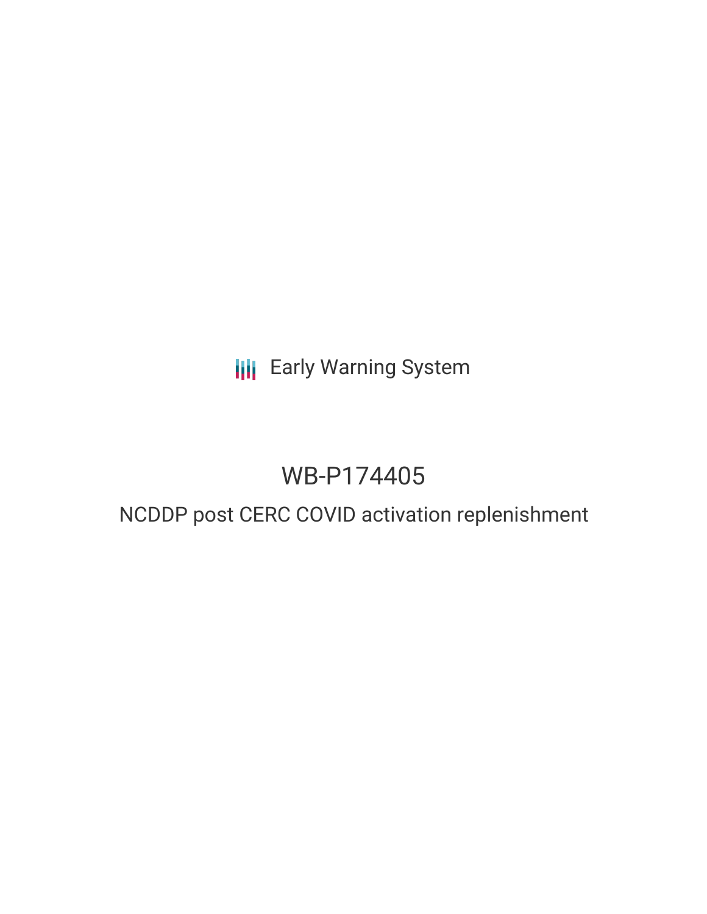Early Warning System

# WB-P174405

## NCDDP post CERC COVID activation replenishment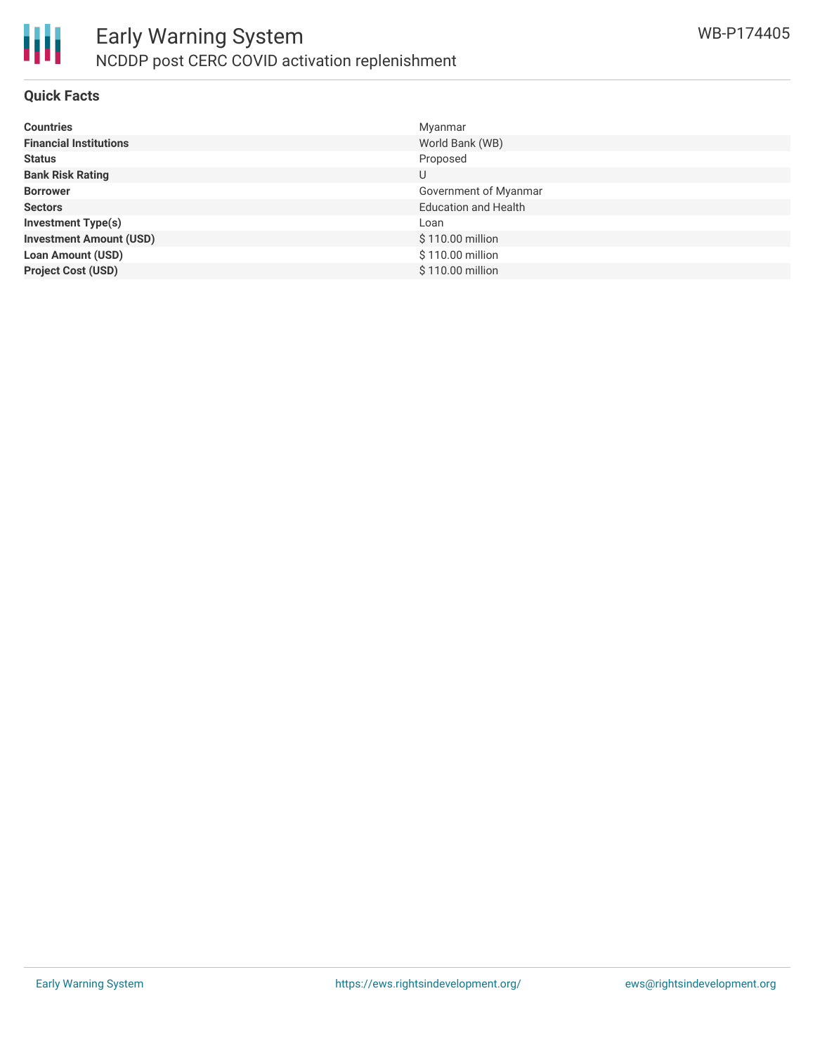# Early Warning System

## NCDDP post CERC COVID activation replenishment

WB-P174405

### Quick Facts

| | |
|---|---|
| **Countries** | Myanmar |
| **Financial Institutions** | World Bank (WB) |
| **Status** | Proposed |
| **Bank Risk Rating** | U |
| **Borrower** | Government of Myanmar |
| **Sectors** | Education and Health |
| **Investment Type(s)** | Loan |
| **Investment Amount (USD)** | $ 110.00 million |
| **Loan Amount (USD)** | $ 110.00 million |
| **Project Cost (USD)** | $ 110.00 million |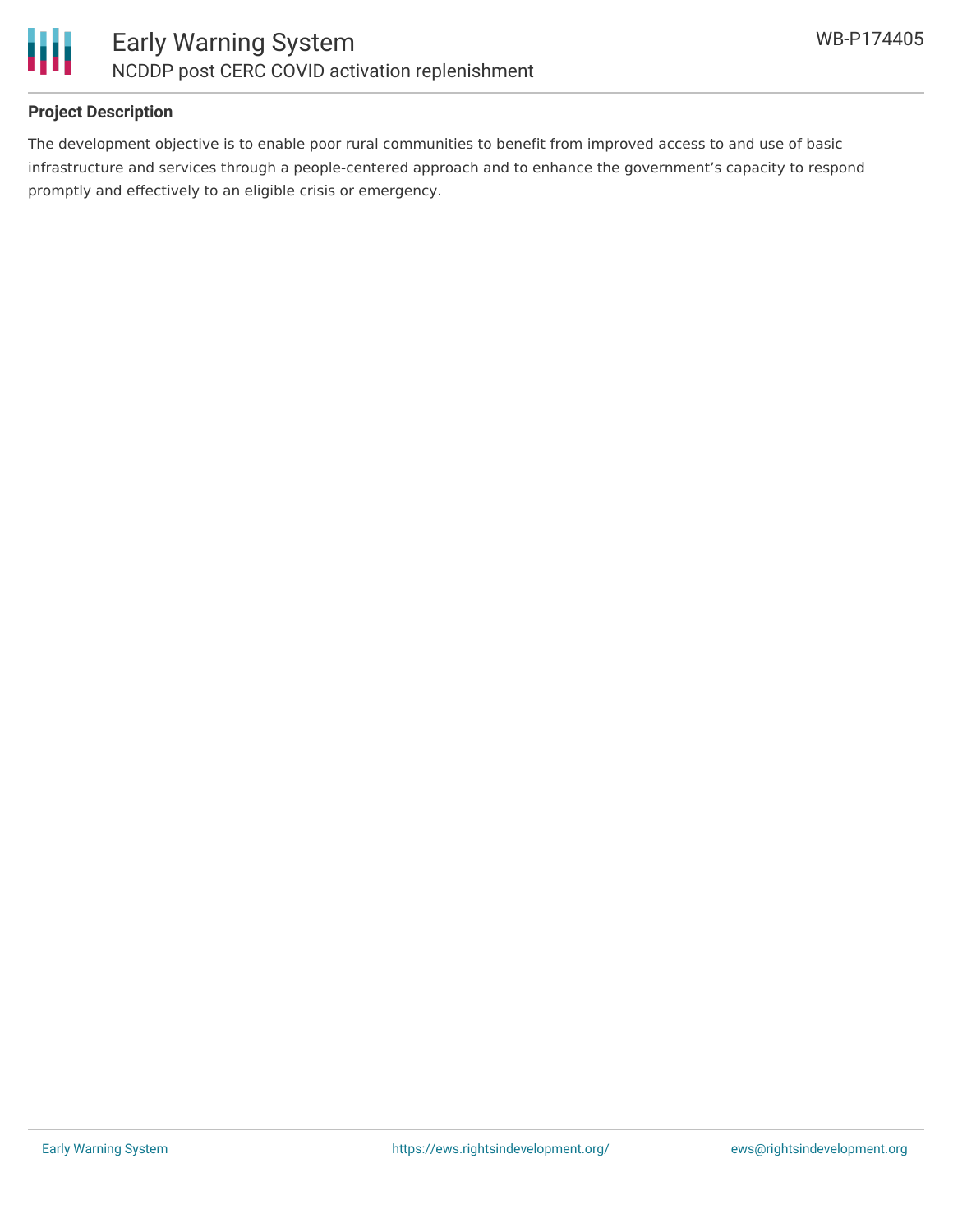## Project Description

The development objective is to enable poor rural communities to benefit from improved access to and use of basic infrastructure and services through a people-centered approach and to enhance the government's capacity to respond promptly and effectively to an eligible crisis or emergency.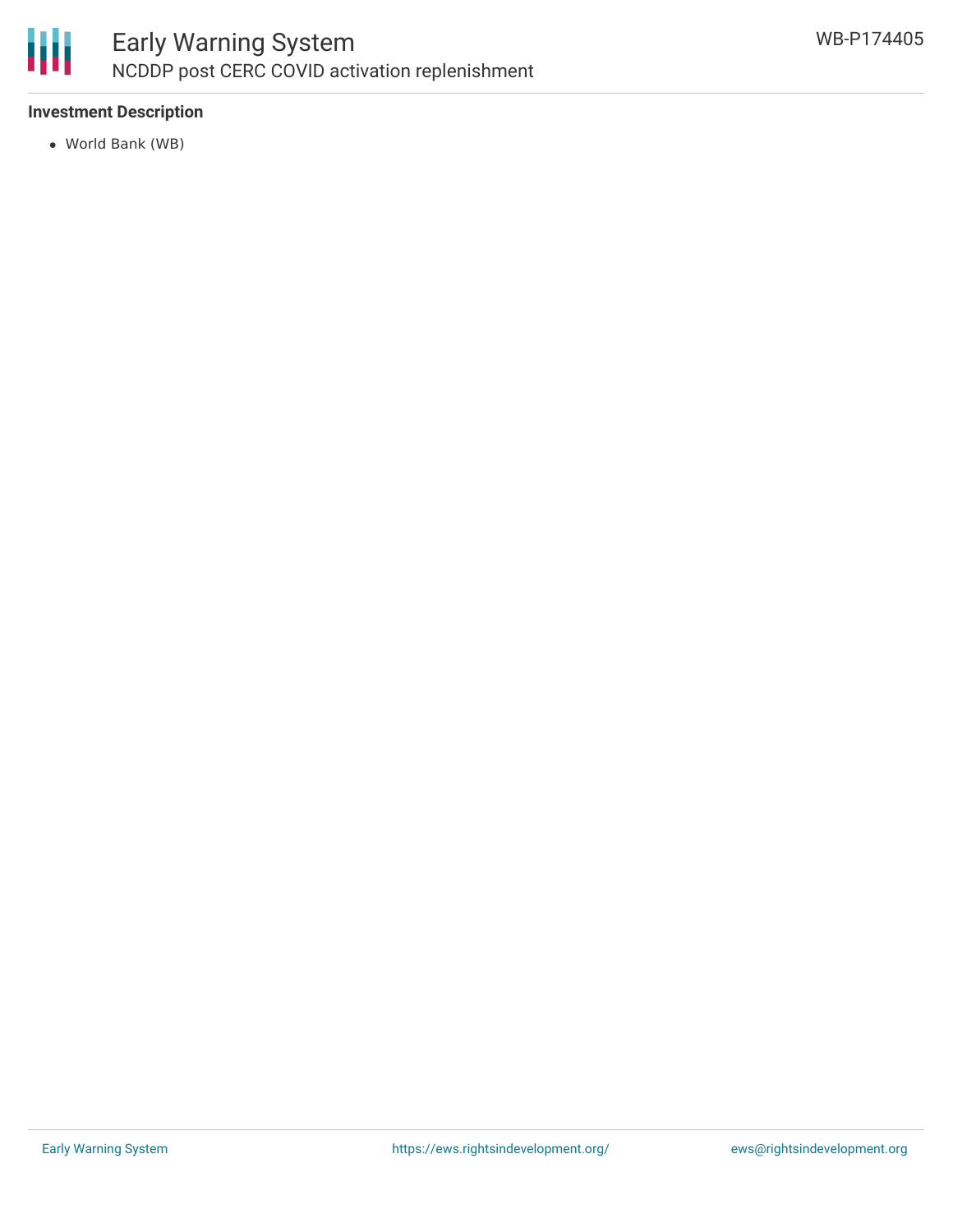### Investment Description

- World Bank (WB)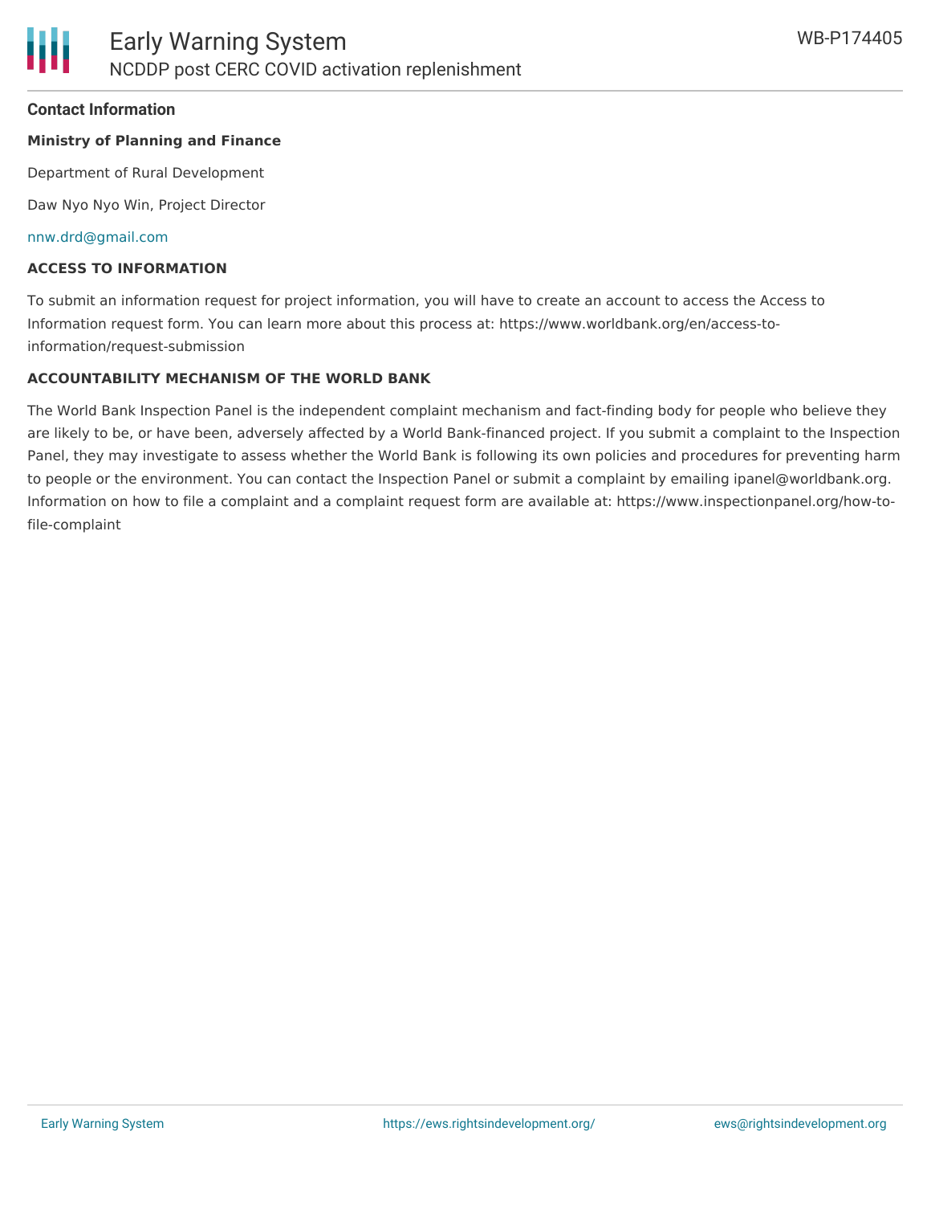## Contact Information

**Ministry of Planning and Finance**

Department of Rural Development

Daw Nyo Nyo Win, Project Director

nnw.drd@gmail.com

### ACCESS TO INFORMATION

To submit an information request for project information, you will have to create an account to access the Access to Information request form. You can learn more about this process at: https://www.worldbank.org/en/access-to-information/request-submission

### ACCOUNTABILITY MECHANISM OF THE WORLD BANK

The World Bank Inspection Panel is the independent complaint mechanism and fact-finding body for people who believe they are likely to be, or have been, adversely affected by a World Bank-financed project. If you submit a complaint to the Inspection Panel, they may investigate to assess whether the World Bank is following its own policies and procedures for preventing harm to people or the environment. You can contact the Inspection Panel or submit a complaint by emailing ipanel@worldbank.org. Information on how to file a complaint and a complaint request form are available at: https://www.inspectionpanel.org/how-to-file-complaint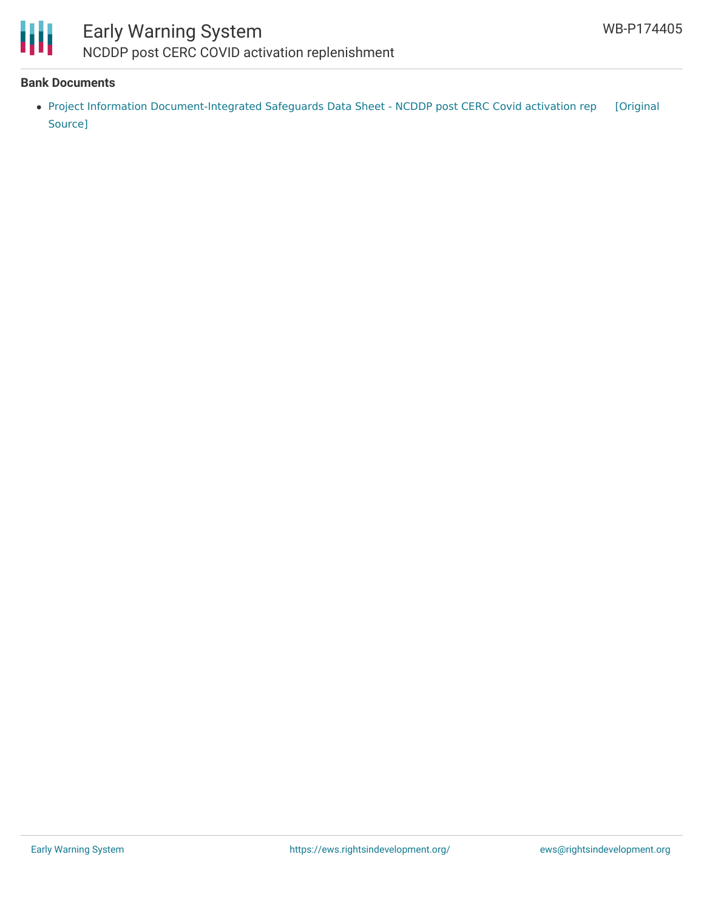**Bank Documents**

- Project Information Document-Integrated Safeguards Data Sheet - NCDDP post CERC Covid activation rep [Original Source]